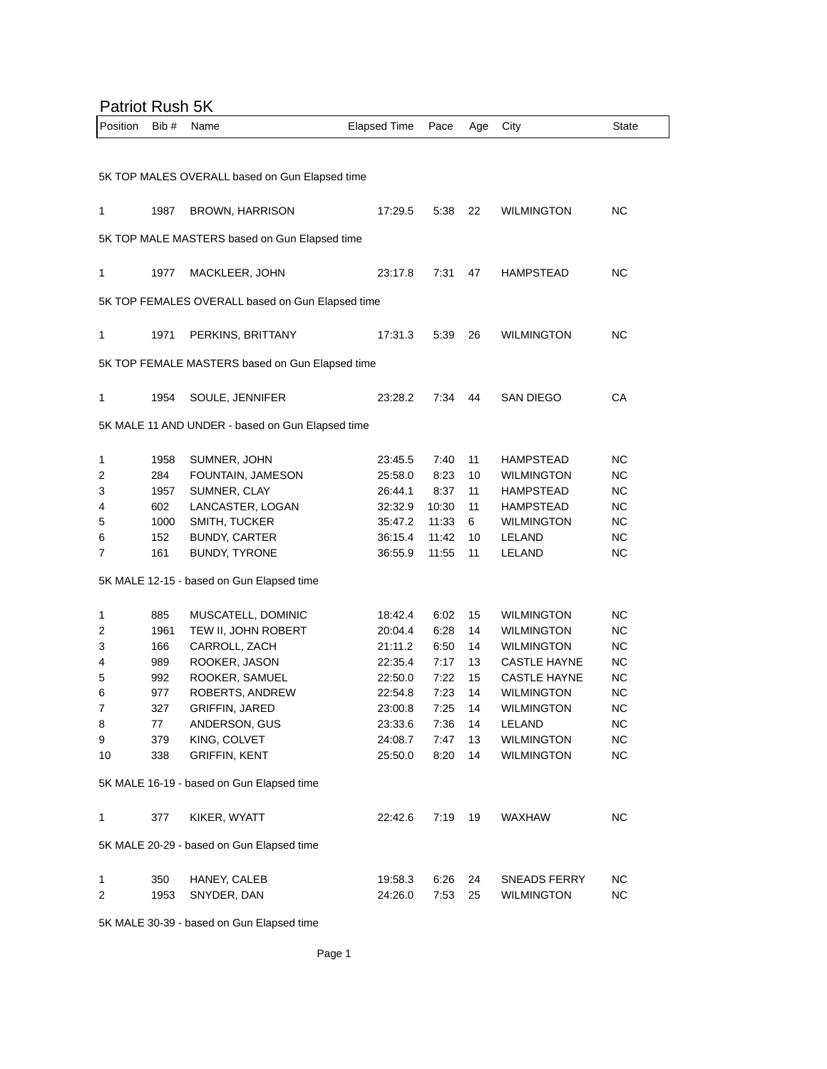# Patriot Rush 5K

| Position | Bib # | Name | Elapsed Time | Pace | Age | City | State |
|---|---|---|---|---|---|---|---|
| **5K TOP MALES OVERALL based on Gun Elapsed time** | | | | | | | |
| 1 | 1987 | BROWN, HARRISON | 17:29.5 | 5:38 | 22 | WILMINGTON | NC |
| **5K TOP MALE MASTERS based on Gun Elapsed time** | | | | | | | |
| 1 | 1977 | MACKLEER, JOHN | 23:17.8 | 7:31 | 47 | HAMPSTEAD | NC |
| **5K TOP FEMALES OVERALL based on Gun Elapsed time** | | | | | | | |
| 1 | 1971 | PERKINS, BRITTANY | 17:31.3 | 5:39 | 26 | WILMINGTON | NC |
| **5K TOP FEMALE MASTERS based on Gun Elapsed time** | | | | | | | |
| 1 | 1954 | SOULE, JENNIFER | 23:28.2 | 7:34 | 44 | SAN DIEGO | CA |
| **5K MALE 11 AND UNDER - based on Gun Elapsed time** | | | | | | | |
| 1 | 1958 | SUMNER, JOHN | 23:45.5 | 7:40 | 11 | HAMPSTEAD | NC |
| 2 | 284 | FOUNTAIN, JAMESON | 25:58.0 | 8:23 | 10 | WILMINGTON | NC |
| 3 | 1957 | SUMNER, CLAY | 26:44.1 | 8:37 | 11 | HAMPSTEAD | NC |
| 4 | 602 | LANCASTER, LOGAN | 32:32.9 | 10:30 | 11 | HAMPSTEAD | NC |
| 5 | 1000 | SMITH, TUCKER | 35:47.2 | 11:33 | 6 | WILMINGTON | NC |
| 6 | 152 | BUNDY, CARTER | 36:15.4 | 11:42 | 10 | LELAND | NC |
| 7 | 161 | BUNDY, TYRONE | 36:55.9 | 11:55 | 11 | LELAND | NC |
| **5K MALE 12-15 - based on Gun Elapsed time** | | | | | | | |
| 1 | 885 | MUSCATELL, DOMINIC | 18:42.4 | 6:02 | 15 | WILMINGTON | NC |
| 2 | 1961 | TEW II, JOHN ROBERT | 20:04.4 | 6:28 | 14 | WILMINGTON | NC |
| 3 | 166 | CARROLL, ZACH | 21:11.2 | 6:50 | 14 | WILMINGTON | NC |
| 4 | 989 | ROOKER, JASON | 22:35.4 | 7:17 | 13 | CASTLE HAYNE | NC |
| 5 | 992 | ROOKER, SAMUEL | 22:50.0 | 7:22 | 15 | CASTLE HAYNE | NC |
| 6 | 977 | ROBERTS, ANDREW | 22:54.8 | 7:23 | 14 | WILMINGTON | NC |
| 7 | 327 | GRIFFIN, JARED | 23:00.8 | 7:25 | 14 | WILMINGTON | NC |
| 8 | 77 | ANDERSON, GUS | 23:33.6 | 7:36 | 14 | LELAND | NC |
| 9 | 379 | KING, COLVET | 24:08.7 | 7:47 | 13 | WILMINGTON | NC |
| 10 | 338 | GRIFFIN, KENT | 25:50.0 | 8:20 | 14 | WILMINGTON | NC |
| **5K MALE 16-19 - based on Gun Elapsed time** | | | | | | | |
| 1 | 377 | KIKER, WYATT | 22:42.6 | 7:19 | 19 | WAXHAW | NC |
| **5K MALE 20-29 - based on Gun Elapsed time** | | | | | | | |
| 1 | 350 | HANEY, CALEB | 19:58.3 | 6:26 | 24 | SNEADS FERRY | NC |
| 2 | 1953 | SNYDER, DAN | 24:26.0 | 7:53 | 25 | WILMINGTON | NC |
| **5K MALE 30-39 - based on Gun Elapsed time** | | | | | | | |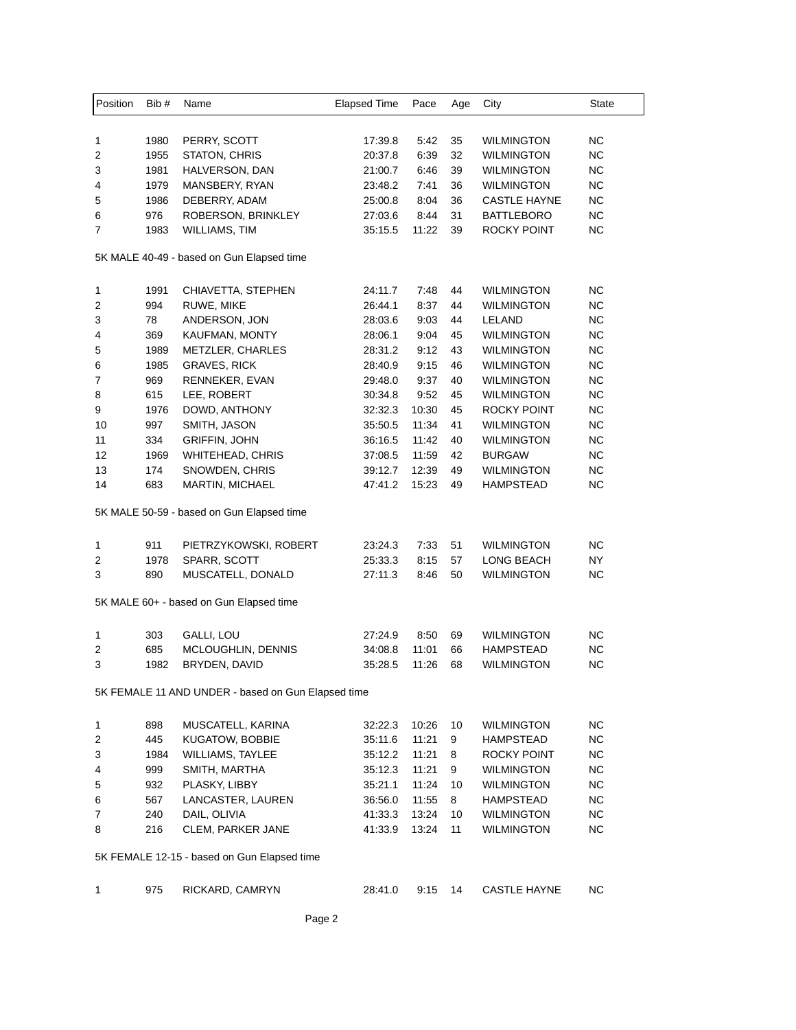| Position | Bib # | Name | Elapsed Time | Pace | Age | City | State |
|---|---|---|---|---|---|---|---|
| 1 | 1980 | PERRY, SCOTT | 17:39.8 | 5:42 | 35 | WILMINGTON | NC |
| 2 | 1955 | STATON, CHRIS | 20:37.8 | 6:39 | 32 | WILMINGTON | NC |
| 3 | 1981 | HALVERSON, DAN | 21:00.7 | 6:46 | 39 | WILMINGTON | NC |
| 4 | 1979 | MANSBERY, RYAN | 23:48.2 | 7:41 | 36 | WILMINGTON | NC |
| 5 | 1986 | DEBERRY, ADAM | 25:00.8 | 8:04 | 36 | CASTLE HAYNE | NC |
| 6 | 976 | ROBERSON, BRINKLEY | 27:03.6 | 8:44 | 31 | BATTLEBORO | NC |
| 7 | 1983 | WILLIAMS, TIM | 35:15.5 | 11:22 | 39 | ROCKY POINT | NC |

5K MALE 40-49 - based on Gun Elapsed time

| Position | Bib # | Name | Elapsed Time | Pace | Age | City | State |
|---|---|---|---|---|---|---|---|
| 1 | 1991 | CHIAVETTA, STEPHEN | 24:11.7 | 7:48 | 44 | WILMINGTON | NC |
| 2 | 994 | RUWE, MIKE | 26:44.1 | 8:37 | 44 | WILMINGTON | NC |
| 3 | 78 | ANDERSON, JON | 28:03.6 | 9:03 | 44 | LELAND | NC |
| 4 | 369 | KAUFMAN, MONTY | 28:06.1 | 9:04 | 45 | WILMINGTON | NC |
| 5 | 1989 | METZLER, CHARLES | 28:31.2 | 9:12 | 43 | WILMINGTON | NC |
| 6 | 1985 | GRAVES, RICK | 28:40.9 | 9:15 | 46 | WILMINGTON | NC |
| 7 | 969 | RENNEKER, EVAN | 29:48.0 | 9:37 | 40 | WILMINGTON | NC |
| 8 | 615 | LEE, ROBERT | 30:34.8 | 9:52 | 45 | WILMINGTON | NC |
| 9 | 1976 | DOWD, ANTHONY | 32:32.3 | 10:30 | 45 | ROCKY POINT | NC |
| 10 | 997 | SMITH, JASON | 35:50.5 | 11:34 | 41 | WILMINGTON | NC |
| 11 | 334 | GRIFFIN, JOHN | 36:16.5 | 11:42 | 40 | WILMINGTON | NC |
| 12 | 1969 | WHITEHEAD, CHRIS | 37:08.5 | 11:59 | 42 | BURGAW | NC |
| 13 | 174 | SNOWDEN, CHRIS | 39:12.7 | 12:39 | 49 | WILMINGTON | NC |
| 14 | 683 | MARTIN, MICHAEL | 47:41.2 | 15:23 | 49 | HAMPSTEAD | NC |

5K MALE 50-59 - based on Gun Elapsed time

| Position | Bib # | Name | Elapsed Time | Pace | Age | City | State |
|---|---|---|---|---|---|---|---|
| 1 | 911 | PIETRZYKOWSKI, ROBERT | 23:24.3 | 7:33 | 51 | WILMINGTON | NC |
| 2 | 1978 | SPARR, SCOTT | 25:33.3 | 8:15 | 57 | LONG BEACH | NY |
| 3 | 890 | MUSCATELL, DONALD | 27:11.3 | 8:46 | 50 | WILMINGTON | NC |

5K MALE 60+ - based on Gun Elapsed time

| Position | Bib # | Name | Elapsed Time | Pace | Age | City | State |
|---|---|---|---|---|---|---|---|
| 1 | 303 | GALLI, LOU | 27:24.9 | 8:50 | 69 | WILMINGTON | NC |
| 2 | 685 | MCLOUGHLIN, DENNIS | 34:08.8 | 11:01 | 66 | HAMPSTEAD | NC |
| 3 | 1982 | BRYDEN, DAVID | 35:28.5 | 11:26 | 68 | WILMINGTON | NC |

5K FEMALE 11 AND UNDER - based on Gun Elapsed time

| Position | Bib # | Name | Elapsed Time | Pace | Age | City | State |
|---|---|---|---|---|---|---|---|
| 1 | 898 | MUSCATELL, KARINA | 32:22.3 | 10:26 | 10 | WILMINGTON | NC |
| 2 | 445 | KUGATOW, BOBBIE | 35:11.6 | 11:21 | 9 | HAMPSTEAD | NC |
| 3 | 1984 | WILLIAMS, TAYLEE | 35:12.2 | 11:21 | 8 | ROCKY POINT | NC |
| 4 | 999 | SMITH, MARTHA | 35:12.3 | 11:21 | 9 | WILMINGTON | NC |
| 5 | 932 | PLASKY, LIBBY | 35:21.1 | 11:24 | 10 | WILMINGTON | NC |
| 6 | 567 | LANCASTER, LAUREN | 36:56.0 | 11:55 | 8 | HAMPSTEAD | NC |
| 7 | 240 | DAIL, OLIVIA | 41:33.3 | 13:24 | 10 | WILMINGTON | NC |
| 8 | 216 | CLEM, PARKER JANE | 41:33.9 | 13:24 | 11 | WILMINGTON | NC |

5K FEMALE 12-15 - based on Gun Elapsed time

| Position | Bib # | Name | Elapsed Time | Pace | Age | City | State |
|---|---|---|---|---|---|---|---|
| 1 | 975 | RICKARD, CAMRYN | 28:41.0 | 9:15 | 14 | CASTLE HAYNE | NC |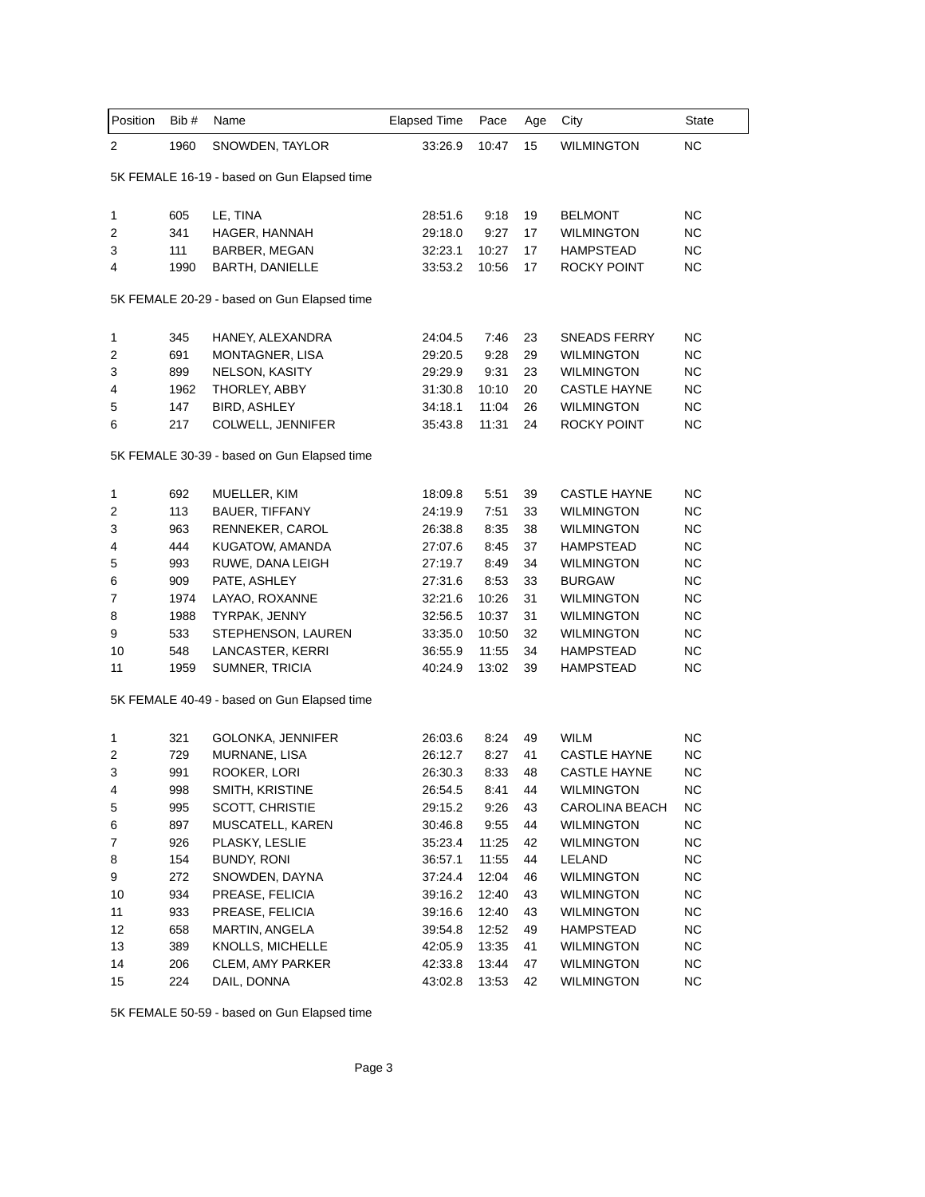| Position | Bib # | Name | Elapsed Time | Pace | Age | City | State |
|---|---|---|---|---|---|---|---|
| 2 | 1960 | SNOWDEN, TAYLOR | 33:26.9 | 10:47 | 15 | WILMINGTON | NC |

5K FEMALE 16-19 - based on Gun Elapsed time

| Position | Bib # | Name | Elapsed Time | Pace | Age | City | State |
|---|---|---|---|---|---|---|---|
| 1 | 605 | LE, TINA | 28:51.6 | 9:18 | 19 | BELMONT | NC |
| 2 | 341 | HAGER, HANNAH | 29:18.0 | 9:27 | 17 | WILMINGTON | NC |
| 3 | 111 | BARBER, MEGAN | 32:23.1 | 10:27 | 17 | HAMPSTEAD | NC |
| 4 | 1990 | BARTH, DANIELLE | 33:53.2 | 10:56 | 17 | ROCKY POINT | NC |

5K FEMALE 20-29 - based on Gun Elapsed time

| Position | Bib # | Name | Elapsed Time | Pace | Age | City | State |
|---|---|---|---|---|---|---|---|
| 1 | 345 | HANEY, ALEXANDRA | 24:04.5 | 7:46 | 23 | SNEADS FERRY | NC |
| 2 | 691 | MONTAGNER, LISA | 29:20.5 | 9:28 | 29 | WILMINGTON | NC |
| 3 | 899 | NELSON, KASITY | 29:29.9 | 9:31 | 23 | WILMINGTON | NC |
| 4 | 1962 | THORLEY, ABBY | 31:30.8 | 10:10 | 20 | CASTLE HAYNE | NC |
| 5 | 147 | BIRD, ASHLEY | 34:18.1 | 11:04 | 26 | WILMINGTON | NC |
| 6 | 217 | COLWELL, JENNIFER | 35:43.8 | 11:31 | 24 | ROCKY POINT | NC |

5K FEMALE 30-39 - based on Gun Elapsed time

| Position | Bib # | Name | Elapsed Time | Pace | Age | City | State |
|---|---|---|---|---|---|---|---|
| 1 | 692 | MUELLER, KIM | 18:09.8 | 5:51 | 39 | CASTLE HAYNE | NC |
| 2 | 113 | BAUER, TIFFANY | 24:19.9 | 7:51 | 33 | WILMINGTON | NC |
| 3 | 963 | RENNEKER, CAROL | 26:38.8 | 8:35 | 38 | WILMINGTON | NC |
| 4 | 444 | KUGATOW, AMANDA | 27:07.6 | 8:45 | 37 | HAMPSTEAD | NC |
| 5 | 993 | RUWE, DANA LEIGH | 27:19.7 | 8:49 | 34 | WILMINGTON | NC |
| 6 | 909 | PATE, ASHLEY | 27:31.6 | 8:53 | 33 | BURGAW | NC |
| 7 | 1974 | LAYAO, ROXANNE | 32:21.6 | 10:26 | 31 | WILMINGTON | NC |
| 8 | 1988 | TYRPAK, JENNY | 32:56.5 | 10:37 | 31 | WILMINGTON | NC |
| 9 | 533 | STEPHENSON, LAUREN | 33:35.0 | 10:50 | 32 | WILMINGTON | NC |
| 10 | 548 | LANCASTER, KERRI | 36:55.9 | 11:55 | 34 | HAMPSTEAD | NC |
| 11 | 1959 | SUMNER, TRICIA | 40:24.9 | 13:02 | 39 | HAMPSTEAD | NC |

5K FEMALE 40-49 - based on Gun Elapsed time

| Position | Bib # | Name | Elapsed Time | Pace | Age | City | State |
|---|---|---|---|---|---|---|---|
| 1 | 321 | GOLONKA, JENNIFER | 26:03.6 | 8:24 | 49 | WILM | NC |
| 2 | 729 | MURNANE, LISA | 26:12.7 | 8:27 | 41 | CASTLE HAYNE | NC |
| 3 | 991 | ROOKER, LORI | 26:30.3 | 8:33 | 48 | CASTLE HAYNE | NC |
| 4 | 998 | SMITH, KRISTINE | 26:54.5 | 8:41 | 44 | WILMINGTON | NC |
| 5 | 995 | SCOTT, CHRISTIE | 29:15.2 | 9:26 | 43 | CAROLINA BEACH | NC |
| 6 | 897 | MUSCATELL, KAREN | 30:46.8 | 9:55 | 44 | WILMINGTON | NC |
| 7 | 926 | PLASKY, LESLIE | 35:23.4 | 11:25 | 42 | WILMINGTON | NC |
| 8 | 154 | BUNDY, RONI | 36:57.1 | 11:55 | 44 | LELAND | NC |
| 9 | 272 | SNOWDEN, DAYNA | 37:24.4 | 12:04 | 46 | WILMINGTON | NC |
| 10 | 934 | PREASE, FELICIA | 39:16.2 | 12:40 | 43 | WILMINGTON | NC |
| 11 | 933 | PREASE, FELICIA | 39:16.6 | 12:40 | 43 | WILMINGTON | NC |
| 12 | 658 | MARTIN, ANGELA | 39:54.8 | 12:52 | 49 | HAMPSTEAD | NC |
| 13 | 389 | KNOLLS, MICHELLE | 42:05.9 | 13:35 | 41 | WILMINGTON | NC |
| 14 | 206 | CLEM, AMY PARKER | 42:33.8 | 13:44 | 47 | WILMINGTON | NC |
| 15 | 224 | DAIL, DONNA | 43:02.8 | 13:53 | 42 | WILMINGTON | NC |

5K FEMALE 50-59 - based on Gun Elapsed time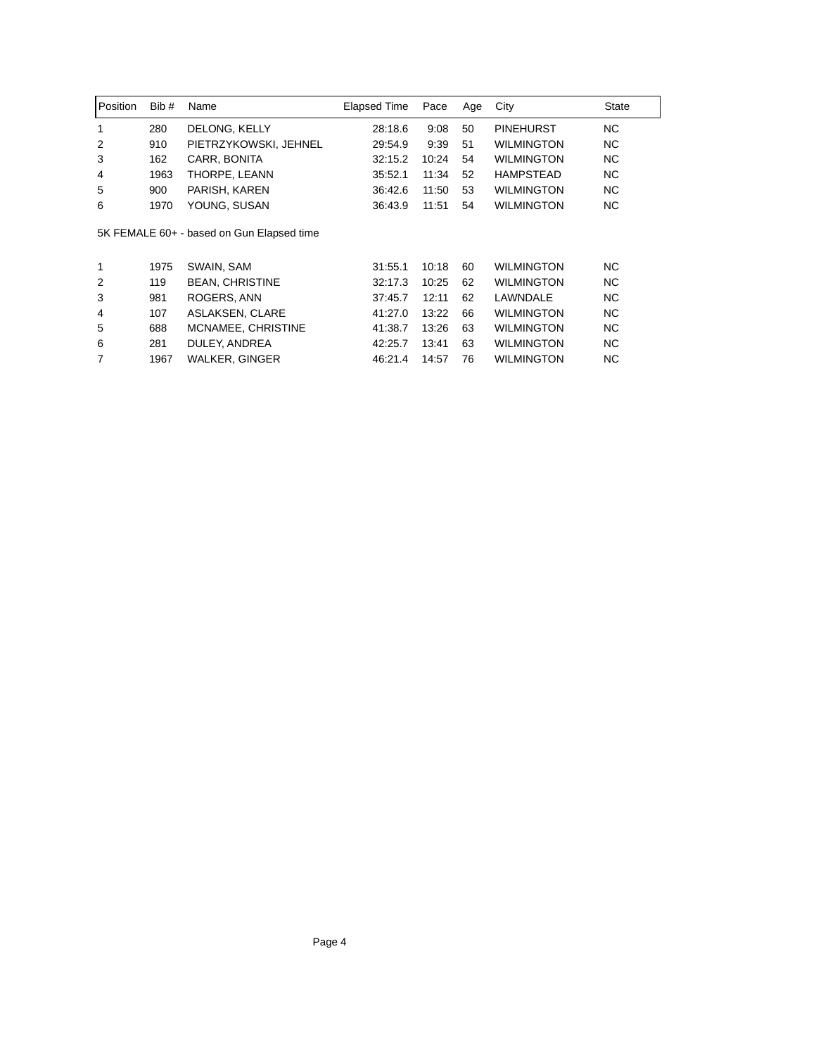| Position | Bib # | Name | Elapsed Time | Pace | Age | City | State |
|---|---|---|---|---|---|---|---|
| 1 | 280 | DELONG, KELLY | 28:18.6 | 9:08 | 50 | PINEHURST | NC |
| 2 | 910 | PIETRZYKOWSKI, JEHNEL | 29:54.9 | 9:39 | 51 | WILMINGTON | NC |
| 3 | 162 | CARR, BONITA | 32:15.2 | 10:24 | 54 | WILMINGTON | NC |
| 4 | 1963 | THORPE, LEANN | 35:52.1 | 11:34 | 52 | HAMPSTEAD | NC |
| 5 | 900 | PARISH, KAREN | 36:42.6 | 11:50 | 53 | WILMINGTON | NC |
| 6 | 1970 | YOUNG, SUSAN | 36:43.9 | 11:51 | 54 | WILMINGTON | NC |

5K FEMALE 60+ - based on Gun Elapsed time

| | | | | | | | |
|---|---|---|---|---|---|---|---|
| 1 | 1975 | SWAIN, SAM | 31:55.1 | 10:18 | 60 | WILMINGTON | NC |
| 2 | 119 | BEAN, CHRISTINE | 32:17.3 | 10:25 | 62 | WILMINGTON | NC |
| 3 | 981 | ROGERS, ANN | 37:45.7 | 12:11 | 62 | LAWNDALE | NC |
| 4 | 107 | ASLAKSEN, CLARE | 41:27.0 | 13:22 | 66 | WILMINGTON | NC |
| 5 | 688 | MCNAMEE, CHRISTINE | 41:38.7 | 13:26 | 63 | WILMINGTON | NC |
| 6 | 281 | DULEY, ANDREA | 42:25.7 | 13:41 | 63 | WILMINGTON | NC |
| 7 | 1967 | WALKER, GINGER | 46:21.4 | 14:57 | 76 | WILMINGTON | NC |